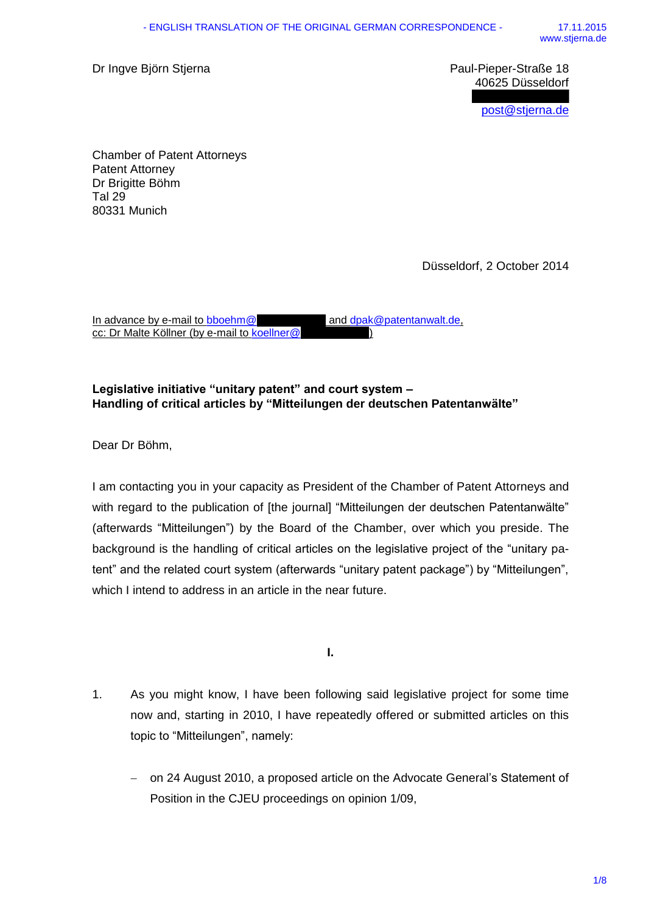- ENGLISH TRANSLATION OF THE ORIGINAL GERMAN CORRESPONDENCE -

17.11.2015
www.stjerna.de

Dr Ingve Björn Stjerna

Paul-Pieper-Straße 18
40625 Düsseldorf

post@stjerna.de

Chamber of Patent Attorneys
Patent Attorney
Dr Brigitte Böhm
Tal 29
80331 Munich

Düsseldorf, 2 October 2014

In advance by e-mail to bboehm@ and dpak@patentanwalt.de,
cc: Dr Malte Köllner (by e-mail to koellner@)

**Legislative initiative "unitary patent" and court system –**
**Handling of critical articles by "Mitteilungen der deutschen Patentanwälte"**

Dear Dr Böhm,

I am contacting you in your capacity as President of the Chamber of Patent Attorneys and with regard to the publication of [the journal] "Mitteilungen der deutschen Patentanwälte" (afterwards "Mitteilungen") by the Board of the Chamber, over which you preside. The background is the handling of critical articles on the legislative project of the "unitary patent" and the related court system (afterwards "unitary patent package") by "Mitteilungen", which I intend to address in an article in the near future.

**I.**

1. As you might know, I have been following said legislative project for some time now and, starting in 2010, I have repeatedly offered or submitted articles on this topic to "Mitteilungen", namely:

   - on 24 August 2010, a proposed article on the Advocate General's Statement of Position in the CJEU proceedings on opinion 1/09,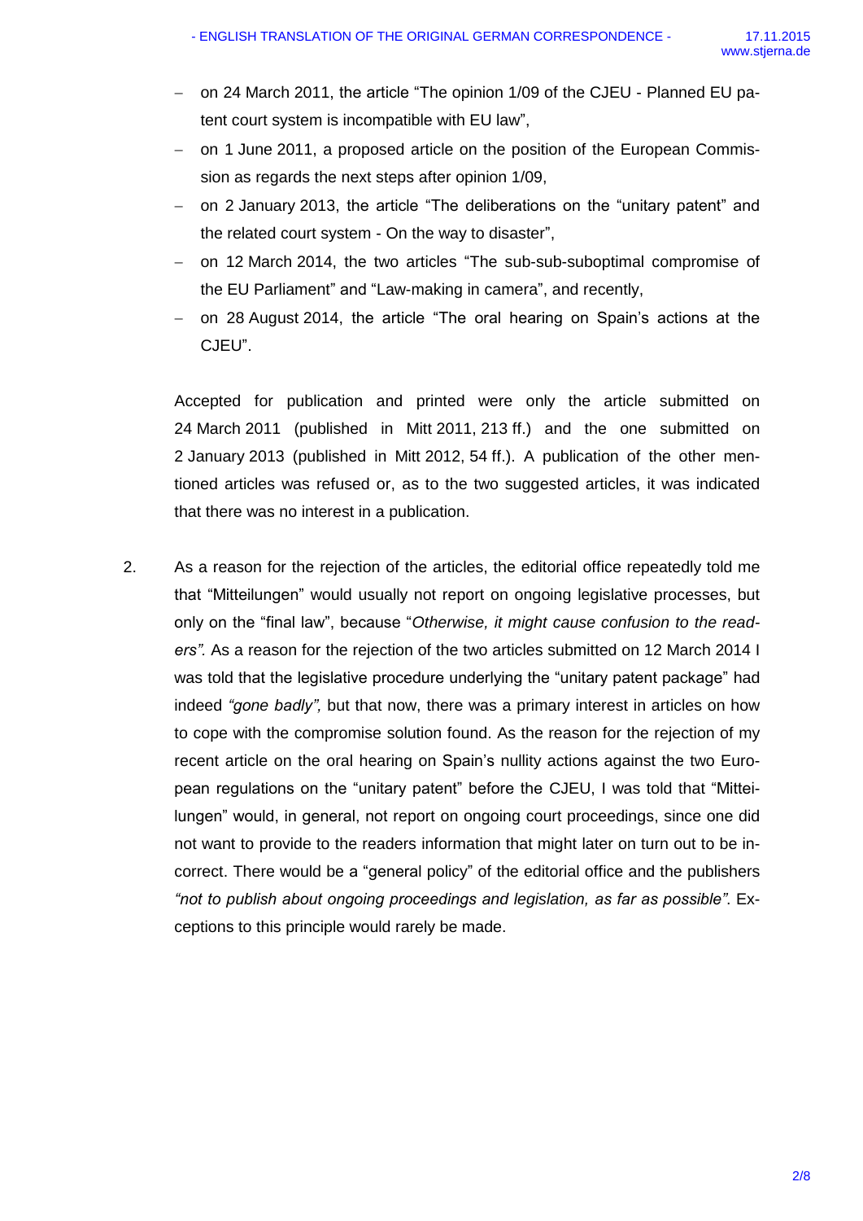- on 24 March 2011, the article "The opinion 1/09 of the CJEU - Planned EU patent court system is incompatible with EU law",
- on 1 June 2011, a proposed article on the position of the European Commission as regards the next steps after opinion 1/09,
- on 2 January 2013, the article "The deliberations on the "unitary patent" and the related court system - On the way to disaster",
- on 12 March 2014, the two articles "The sub-sub-suboptimal compromise of the EU Parliament" and "Law-making in camera", and recently,
- on 28 August 2014, the article "The oral hearing on Spain's actions at the CJEU".

Accepted for publication and printed were only the article submitted on 24 March 2011 (published in Mitt 2011, 213 ff.) and the one submitted on 2 January 2013 (published in Mitt 2012, 54 ff.). A publication of the other mentioned articles was refused or, as to the two suggested articles, it was indicated that there was no interest in a publication.

2. As a reason for the rejection of the articles, the editorial office repeatedly told me that "Mitteilungen" would usually not report on ongoing legislative processes, but only on the "final law", because "*Otherwise, it might cause confusion to the readers".* As a reason for the rejection of the two articles submitted on 12 March 2014 I was told that the legislative procedure underlying the "unitary patent package" had indeed *"gone badly",* but that now, there was a primary interest in articles on how to cope with the compromise solution found. As the reason for the rejection of my recent article on the oral hearing on Spain's nullity actions against the two European regulations on the "unitary patent" before the CJEU, I was told that "Mitteilungen" would, in general, not report on ongoing court proceedings, since one did not want to provide to the readers information that might later on turn out to be incorrect. There would be a "general policy" of the editorial office and the publishers *"not to publish about ongoing proceedings and legislation, as far as possible"*. Exceptions to this principle would rarely be made.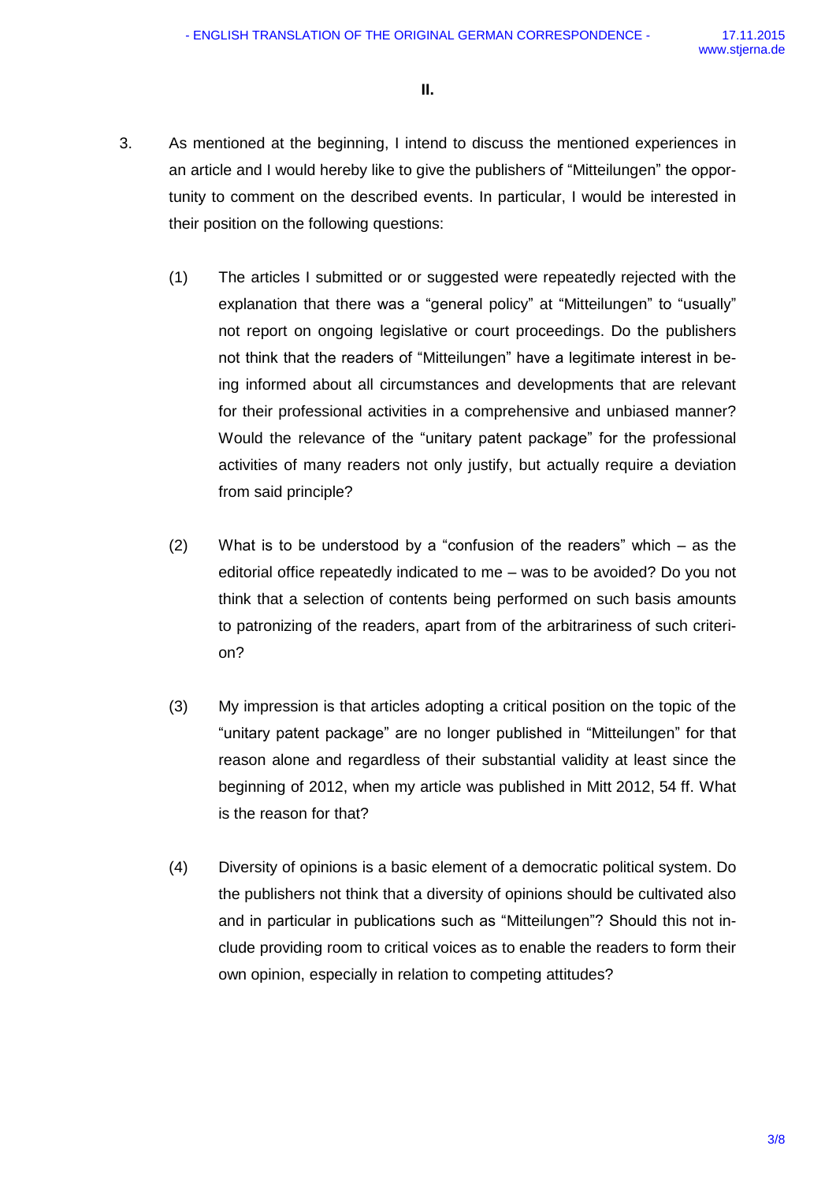**II.**

3. As mentioned at the beginning, I intend to discuss the mentioned experiences in an article and I would hereby like to give the publishers of "Mitteilungen" the opportunity to comment on the described events. In particular, I would be interested in their position on the following questions:

   (1) The articles I submitted or or suggested were repeatedly rejected with the explanation that there was a "general policy" at "Mitteilungen" to "usually" not report on ongoing legislative or court proceedings. Do the publishers not think that the readers of "Mitteilungen" have a legitimate interest in being informed about all circumstances and developments that are relevant for their professional activities in a comprehensive and unbiased manner? Would the relevance of the "unitary patent package" for the professional activities of many readers not only justify, but actually require a deviation from said principle?

   (2) What is to be understood by a "confusion of the readers" which – as the editorial office repeatedly indicated to me – was to be avoided? Do you not think that a selection of contents being performed on such basis amounts to patronizing of the readers, apart from of the arbitrariness of such criterion?

   (3) My impression is that articles adopting a critical position on the topic of the "unitary patent package" are no longer published in "Mitteilungen" for that reason alone and regardless of their substantial validity at least since the beginning of 2012, when my article was published in Mitt 2012, 54 ff. What is the reason for that?

   (4) Diversity of opinions is a basic element of a democratic political system. Do the publishers not think that a diversity of opinions should be cultivated also and in particular in publications such as "Mitteilungen"? Should this not include providing room to critical voices as to enable the readers to form their own opinion, especially in relation to competing attitudes?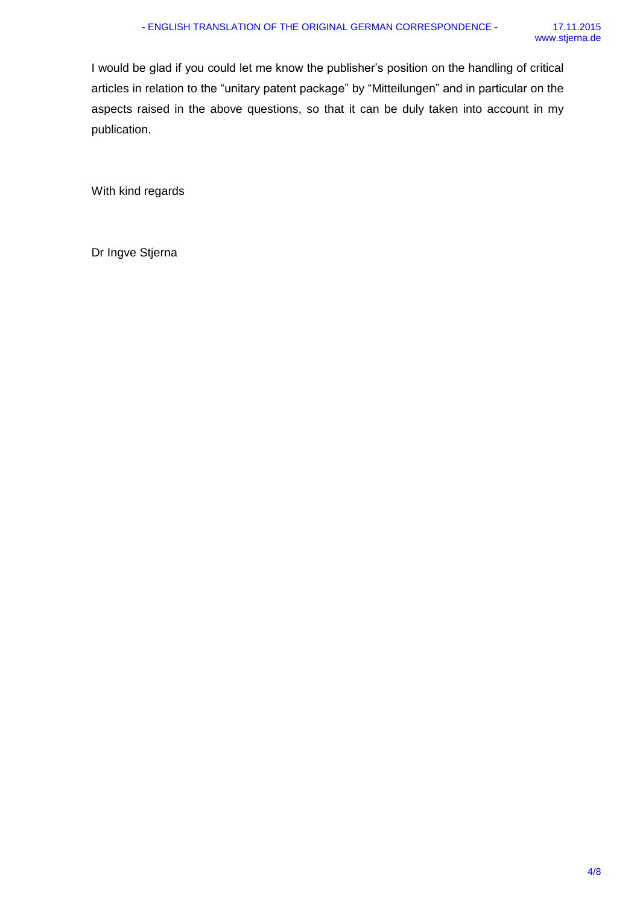I would be glad if you could let me know the publisher’s position on the handling of critical articles in relation to the “unitary patent package” by “Mitteilungen” and in particular on the aspects raised in the above questions, so that it can be duly taken into account in my publication.

With kind regards

Dr Ingve Stjerna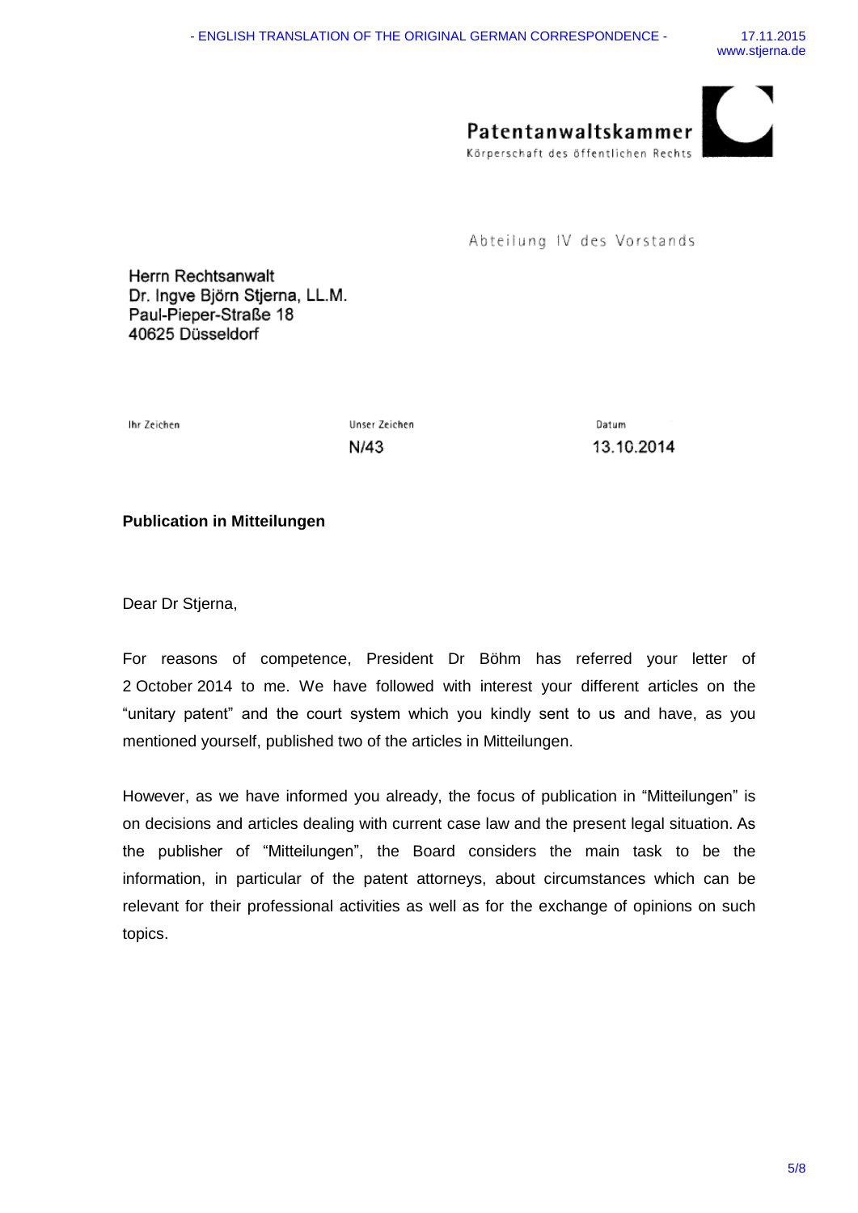Patentanwaltskammer
Körperschaft des öffentlichen Rechts

Abteilung IV des Vorstands

Herrn Rechtsanwalt
Dr. Ingve Björn Stjerna, LL.M.
Paul-Pieper-Straße 18
40625 Düsseldorf

| Ihr Zeichen | Unser Zeichen | Datum |
|---|---|---|
| | N/43 | 13.10.2014 |

**Publication in Mitteilungen**

Dear Dr Stjerna,

For reasons of competence, President Dr Böhm has referred your letter of 2 October 2014 to me. We have followed with interest your different articles on the "unitary patent" and the court system which you kindly sent to us and have, as you mentioned yourself, published two of the articles in Mitteilungen.

However, as we have informed you already, the focus of publication in "Mitteilungen" is on decisions and articles dealing with current case law and the present legal situation. As the publisher of "Mitteilungen", the Board considers the main task to be the information, in particular of the patent attorneys, about circumstances which can be relevant for their professional activities as well as for the exchange of opinions on such topics.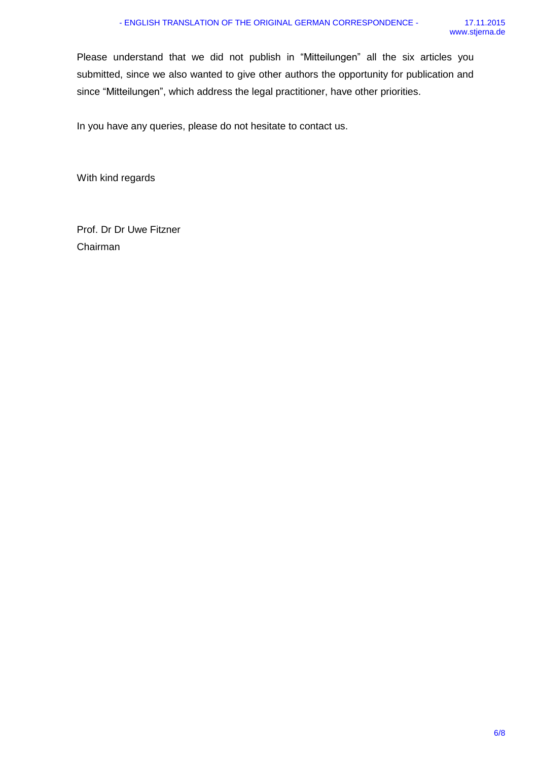Please understand that we did not publish in “Mitteilungen” all the six articles you submitted, since we also wanted to give other authors the opportunity for publication and since “Mitteilungen”, which address the legal practitioner, have other priorities.

In you have any queries, please do not hesitate to contact us.

With kind regards

Prof. Dr Dr Uwe Fitzner
Chairman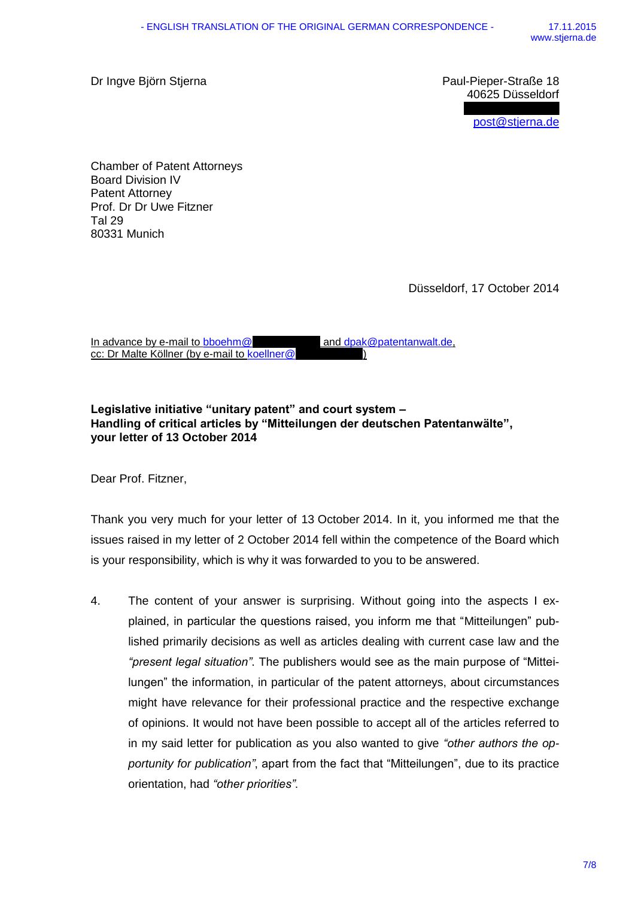Dr Ingve Björn Stjerna

Paul-Pieper-Straße 18
40625 Düsseldorf

post@stjerna.de

Chamber of Patent Attorneys
Board Division IV
Patent Attorney
Prof. Dr Dr Uwe Fitzner
Tal 29
80331 Munich

Düsseldorf, 17 October 2014

In advance by e-mail to bboehm@ and dpak@patentanwalt.de,
cc: Dr Malte Köllner (by e-mail to koellner@ )

**Legislative initiative "unitary patent" and court system –
Handling of critical articles by "Mitteilungen der deutschen Patentanwälte",
your letter of 13 October 2014**

Dear Prof. Fitzner,

Thank you very much for your letter of 13 October 2014. In it, you informed me that the issues raised in my letter of 2 October 2014 fell within the competence of the Board which is your responsibility, which is why it was forwarded to you to be answered.

4. The content of your answer is surprising. Without going into the aspects I explained, in particular the questions raised, you inform me that "Mitteilungen" published primarily decisions as well as articles dealing with current case law and the *"present legal situation"*. The publishers would see as the main purpose of "Mitteilungen" the information, in particular of the patent attorneys, about circumstances might have relevance for their professional practice and the respective exchange of opinions. It would not have been possible to accept all of the articles referred to in my said letter for publication as you also wanted to give *"other authors the opportunity for publication"*, apart from the fact that "Mitteilungen", due to its practice orientation, had *"other priorities"*.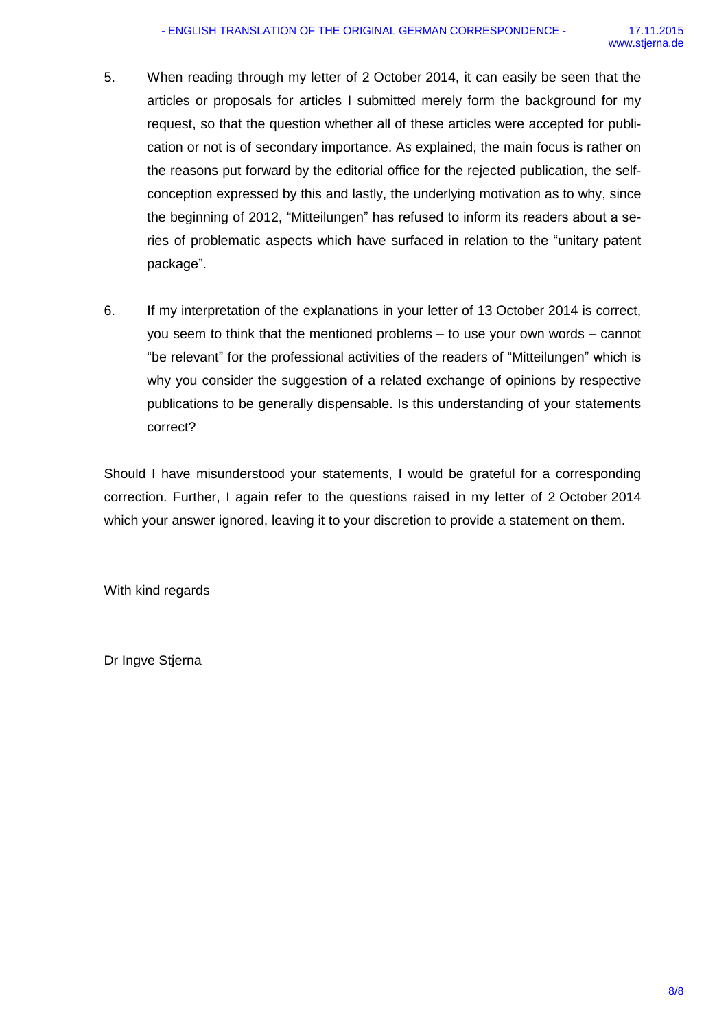5. When reading through my letter of 2 October 2014, it can easily be seen that the articles or proposals for articles I submitted merely form the background for my request, so that the question whether all of these articles were accepted for publication or not is of secondary importance. As explained, the main focus is rather on the reasons put forward by the editorial office for the rejected publication, the self-conception expressed by this and lastly, the underlying motivation as to why, since the beginning of 2012, "Mitteilungen" has refused to inform its readers about a series of problematic aspects which have surfaced in relation to the "unitary patent package".

6. If my interpretation of the explanations in your letter of 13 October 2014 is correct, you seem to think that the mentioned problems – to use your own words – cannot "be relevant" for the professional activities of the readers of "Mitteilungen" which is why you consider the suggestion of a related exchange of opinions by respective publications to be generally dispensable. Is this understanding of your statements correct?

Should I have misunderstood your statements, I would be grateful for a corresponding correction. Further, I again refer to the questions raised in my letter of 2 October 2014 which your answer ignored, leaving it to your discretion to provide a statement on them.

With kind regards

Dr Ingve Stjerna